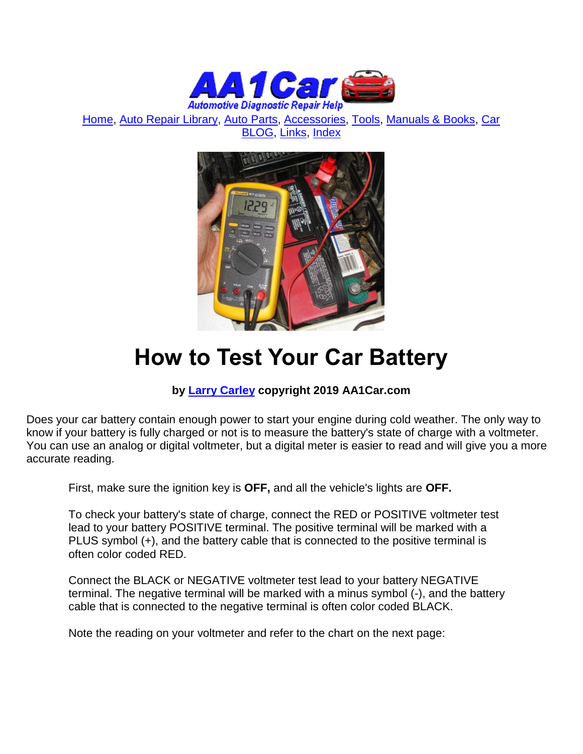Home, Auto Repair Library, Auto Parts, Accessories, Tools, Manuals & Books, Car BLOG, Links, Index

# How to Test Your Car Battery

**by Larry Carley copyright 2019 AA1Car.com**

Does your car battery contain enough power to start your engine during cold weather. The only way to know if your battery is fully charged or not is to measure the battery's state of charge with a voltmeter. You can use an analog or digital voltmeter, but a digital meter is easier to read and will give you a more accurate reading.

First, make sure the ignition key is **OFF,** and all the vehicle's lights are **OFF.**

To check your battery's state of charge, connect the RED or POSITIVE voltmeter test lead to your battery POSITIVE terminal. The positive terminal will be marked with a PLUS symbol (+), and the battery cable that is connected to the positive terminal is often color coded RED.

Connect the BLACK or NEGATIVE voltmeter test lead to your battery NEGATIVE terminal. The negative terminal will be marked with a minus symbol (-), and the battery cable that is connected to the negative terminal is often color coded BLACK.

Note the reading on your voltmeter and refer to the chart on the next page: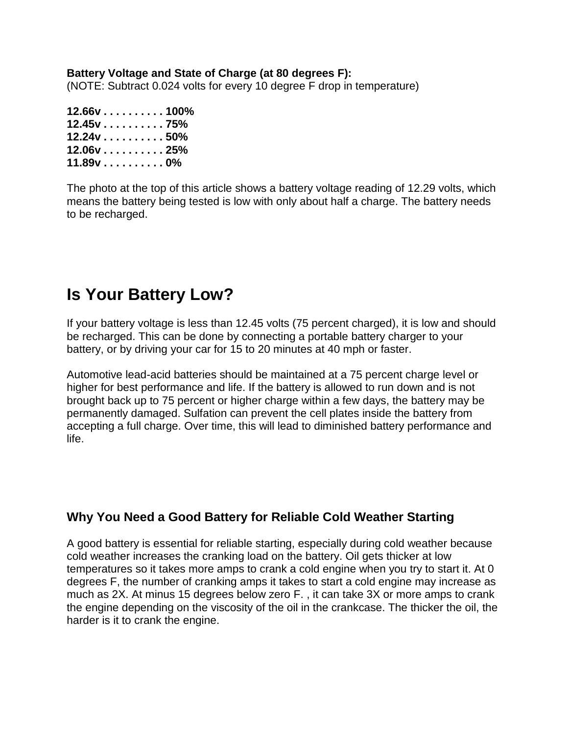**Battery Voltage and State of Charge (at 80 degrees F):**
(NOTE: Subtract 0.024 volts for every 10 degree F drop in temperature)

**12.66v . . . . . . . . . . 100%**
**12.45v . . . . . . . . . . 75%**
**12.24v . . . . . . . . . . 50%**
**12.06v . . . . . . . . . . 25%**
**11.89v . . . . . . . . . . 0%**

The photo at the top of this article shows a battery voltage reading of 12.29 volts, which means the battery being tested is low with only about half a charge. The battery needs to be recharged.

# Is Your Battery Low?

If your battery voltage is less than 12.45 volts (75 percent charged), it is low and should be recharged. This can be done by connecting a portable battery charger to your battery, or by driving your car for 15 to 20 minutes at 40 mph or faster.

Automotive lead-acid batteries should be maintained at a 75 percent charge level or higher for best performance and life. If the battery is allowed to run down and is not brought back up to 75 percent or higher charge within a few days, the battery may be permanently damaged. Sulfation can prevent the cell plates inside the battery from accepting a full charge. Over time, this will lead to diminished battery performance and life.

## Why You Need a Good Battery for Reliable Cold Weather Starting

A good battery is essential for reliable starting, especially during cold weather because cold weather increases the cranking load on the battery. Oil gets thicker at low temperatures so it takes more amps to crank a cold engine when you try to start it. At 0 degrees F, the number of cranking amps it takes to start a cold engine may increase as much as 2X. At minus 15 degrees below zero F. , it can take 3X or more amps to crank the engine depending on the viscosity of the oil in the crankcase. The thicker the oil, the harder is it to crank the engine.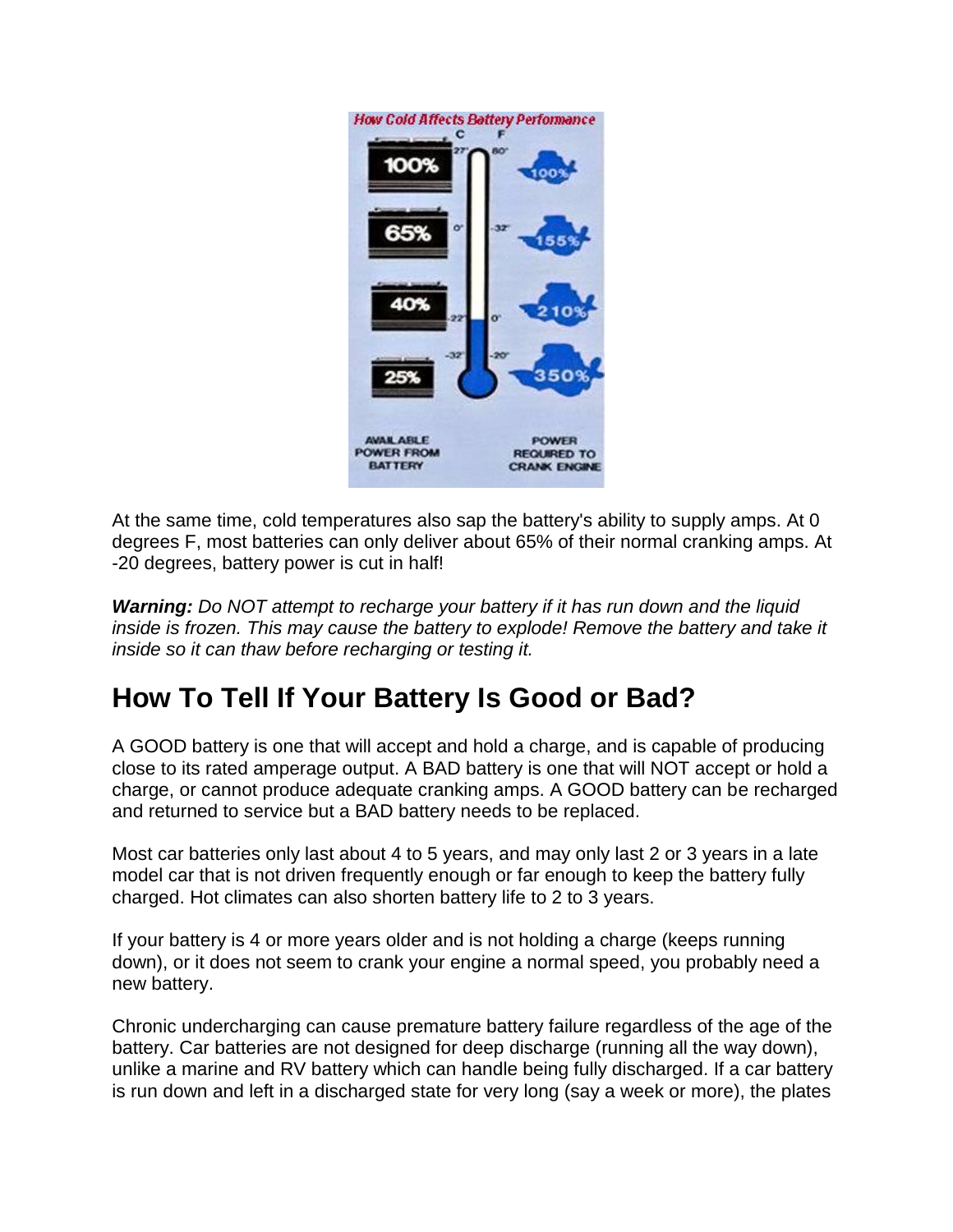At the same time, cold temperatures also sap the battery's ability to supply amps. At 0 degrees F, most batteries can only deliver about 65% of their normal cranking amps. At -20 degrees, battery power is cut in half!

***Warning:*** *Do NOT attempt to recharge your battery if it has run down and the liquid inside is frozen. This may cause the battery to explode! Remove the battery and take it inside so it can thaw before recharging or testing it.*

## How To Tell If Your Battery Is Good or Bad?

A GOOD battery is one that will accept and hold a charge, and is capable of producing close to its rated amperage output. A BAD battery is one that will NOT accept or hold a charge, or cannot produce adequate cranking amps. A GOOD battery can be recharged and returned to service but a BAD battery needs to be replaced.

Most car batteries only last about 4 to 5 years, and may only last 2 or 3 years in a late model car that is not driven frequently enough or far enough to keep the battery fully charged. Hot climates can also shorten battery life to 2 to 3 years.

If your battery is 4 or more years older and is not holding a charge (keeps running down), or it does not seem to crank your engine a normal speed, you probably need a new battery.

Chronic undercharging can cause premature battery failure regardless of the age of the battery. Car batteries are not designed for deep discharge (running all the way down), unlike a marine and RV battery which can handle being fully discharged. If a car battery is run down and left in a discharged state for very long (say a week or more), the plates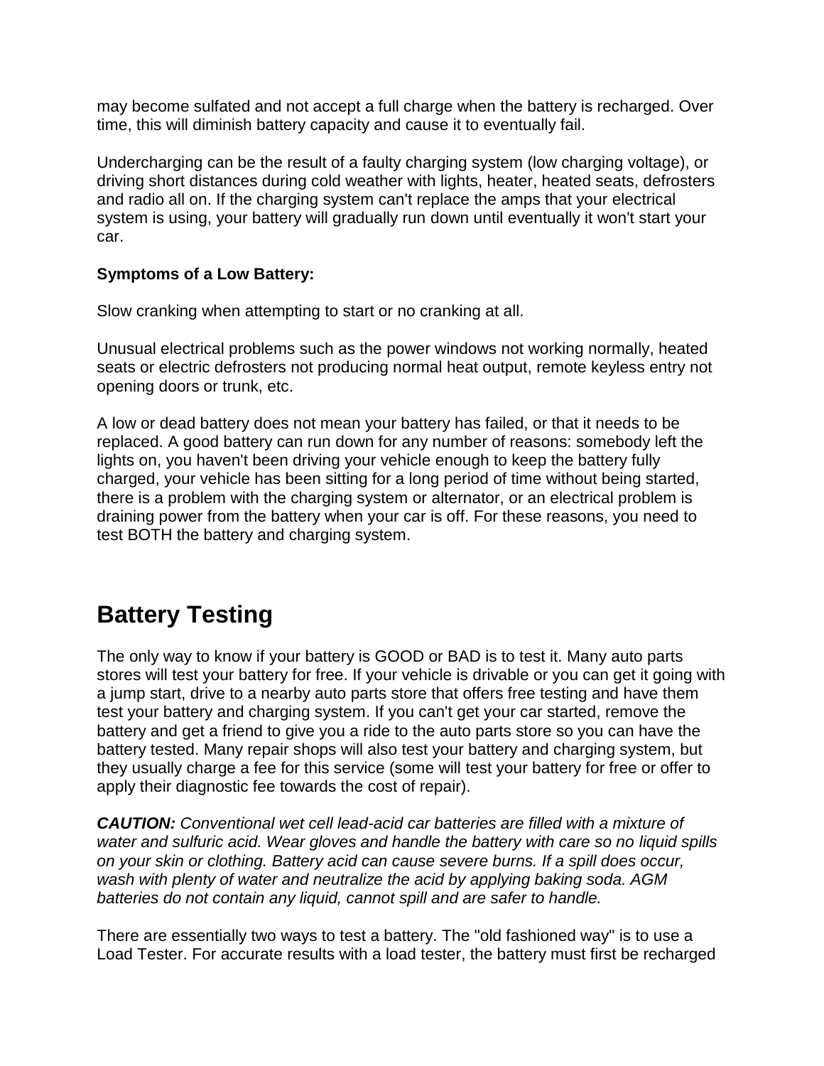may become sulfated and not accept a full charge when the battery is recharged. Over time, this will diminish battery capacity and cause it to eventually fail.

Undercharging can be the result of a faulty charging system (low charging voltage), or driving short distances during cold weather with lights, heater, heated seats, defrosters and radio all on. If the charging system can't replace the amps that your electrical system is using, your battery will gradually run down until eventually it won't start your car.

**Symptoms of a Low Battery:**

Slow cranking when attempting to start or no cranking at all.

Unusual electrical problems such as the power windows not working normally, heated seats or electric defrosters not producing normal heat output, remote keyless entry not opening doors or trunk, etc.

A low or dead battery does not mean your battery has failed, or that it needs to be replaced. A good battery can run down for any number of reasons: somebody left the lights on, you haven't been driving your vehicle enough to keep the battery fully charged, your vehicle has been sitting for a long period of time without being started, there is a problem with the charging system or alternator, or an electrical problem is draining power from the battery when your car is off. For these reasons, you need to test BOTH the battery and charging system.

# Battery Testing

The only way to know if your battery is GOOD or BAD is to test it. Many auto parts stores will test your battery for free. If your vehicle is drivable or you can get it going with a jump start, drive to a nearby auto parts store that offers free testing and have them test your battery and charging system. If you can't get your car started, remove the battery and get a friend to give you a ride to the auto parts store so you can have the battery tested. Many repair shops will also test your battery and charging system, but they usually charge a fee for this service (some will test your battery for free or offer to apply their diagnostic fee towards the cost of repair).

***CAUTION:*** *Conventional wet cell lead-acid car batteries are filled with a mixture of water and sulfuric acid. Wear gloves and handle the battery with care so no liquid spills on your skin or clothing. Battery acid can cause severe burns. If a spill does occur, wash with plenty of water and neutralize the acid by applying baking soda. AGM batteries do not contain any liquid, cannot spill and are safer to handle.*

There are essentially two ways to test a battery. The "old fashioned way" is to use a Load Tester. For accurate results with a load tester, the battery must first be recharged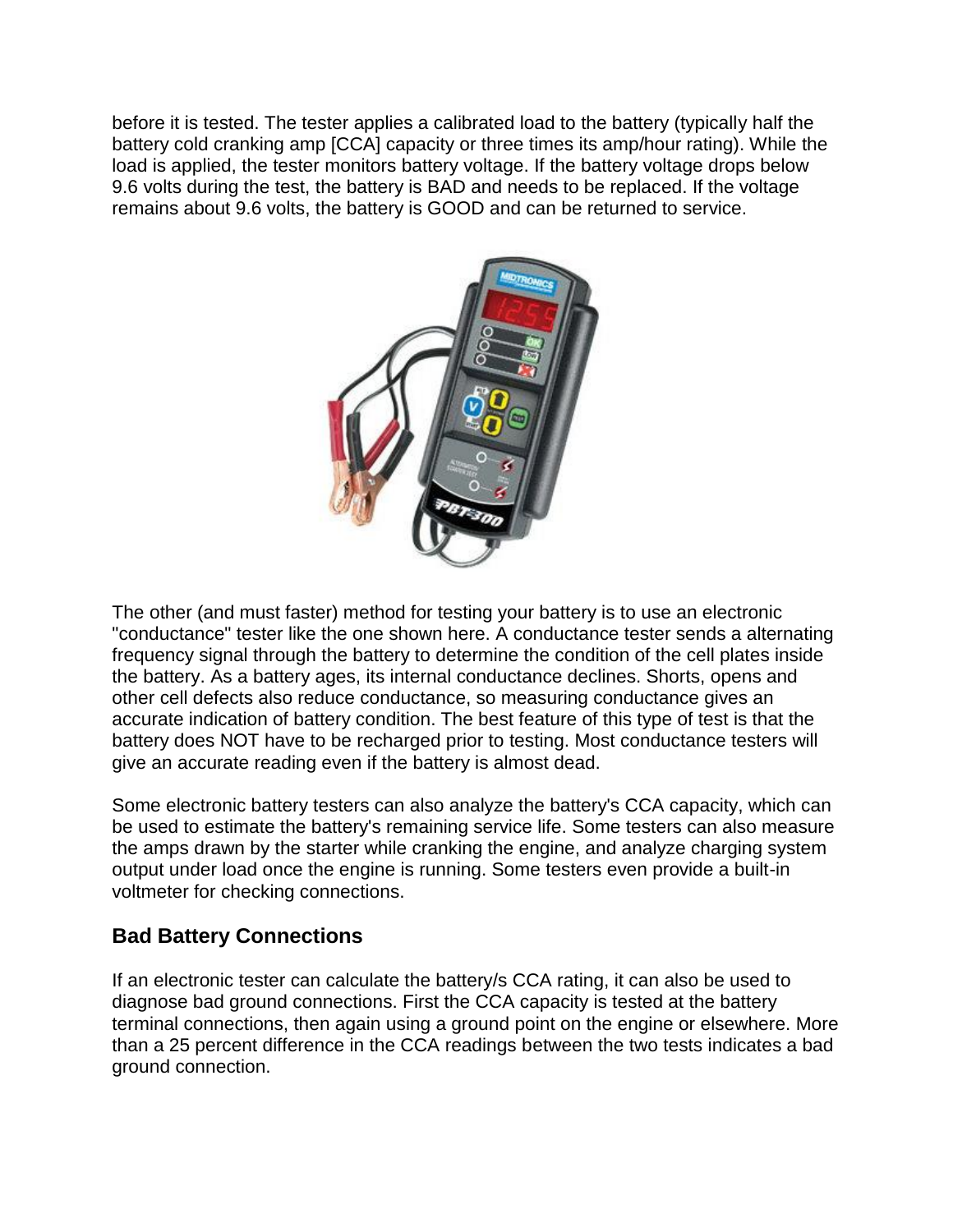before it is tested. The tester applies a calibrated load to the battery (typically half the battery cold cranking amp [CCA] capacity or three times its amp/hour rating). While the load is applied, the tester monitors battery voltage. If the battery voltage drops below 9.6 volts during the test, the battery is BAD and needs to be replaced. If the voltage remains about 9.6 volts, the battery is GOOD and can be returned to service.

The other (and must faster) method for testing your battery is to use an electronic "conductance" tester like the one shown here. A conductance tester sends a alternating frequency signal through the battery to determine the condition of the cell plates inside the battery. As a battery ages, its internal conductance declines. Shorts, opens and other cell defects also reduce conductance, so measuring conductance gives an accurate indication of battery condition. The best feature of this type of test is that the battery does NOT have to be recharged prior to testing. Most conductance testers will give an accurate reading even if the battery is almost dead.

Some electronic battery testers can also analyze the battery's CCA capacity, which can be used to estimate the battery's remaining service life. Some testers can also measure the amps drawn by the starter while cranking the engine, and analyze charging system output under load once the engine is running. Some testers even provide a built-in voltmeter for checking connections.

## Bad Battery Connections

If an electronic tester can calculate the battery/s CCA rating, it can also be used to diagnose bad ground connections. First the CCA capacity is tested at the battery terminal connections, then again using a ground point on the engine or elsewhere. More than a 25 percent difference in the CCA readings between the two tests indicates a bad ground connection.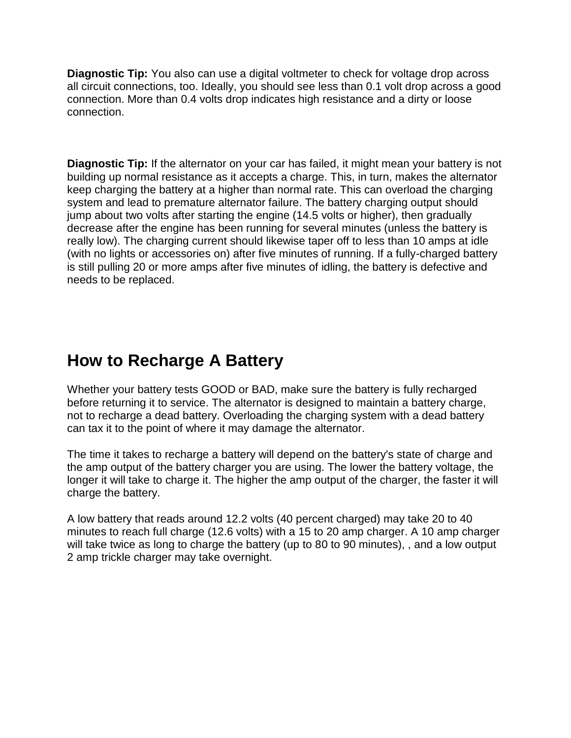**Diagnostic Tip:** You also can use a digital voltmeter to check for voltage drop across all circuit connections, too. Ideally, you should see less than 0.1 volt drop across a good connection. More than 0.4 volts drop indicates high resistance and a dirty or loose connection.

**Diagnostic Tip:** If the alternator on your car has failed, it might mean your battery is not building up normal resistance as it accepts a charge. This, in turn, makes the alternator keep charging the battery at a higher than normal rate. This can overload the charging system and lead to premature alternator failure. The battery charging output should jump about two volts after starting the engine (14.5 volts or higher), then gradually decrease after the engine has been running for several minutes (unless the battery is really low). The charging current should likewise taper off to less than 10 amps at idle (with no lights or accessories on) after five minutes of running. If a fully-charged battery is still pulling 20 or more amps after five minutes of idling, the battery is defective and needs to be replaced.

## How to Recharge A Battery

Whether your battery tests GOOD or BAD, make sure the battery is fully recharged before returning it to service. The alternator is designed to maintain a battery charge, not to recharge a dead battery. Overloading the charging system with a dead battery can tax it to the point of where it may damage the alternator.

The time it takes to recharge a battery will depend on the battery's state of charge and the amp output of the battery charger you are using. The lower the battery voltage, the longer it will take to charge it. The higher the amp output of the charger, the faster it will charge the battery.

A low battery that reads around 12.2 volts (40 percent charged) may take 20 to 40 minutes to reach full charge (12.6 volts) with a 15 to 20 amp charger. A 10 amp charger will take twice as long to charge the battery (up to 80 to 90 minutes), , and a low output 2 amp trickle charger may take overnight.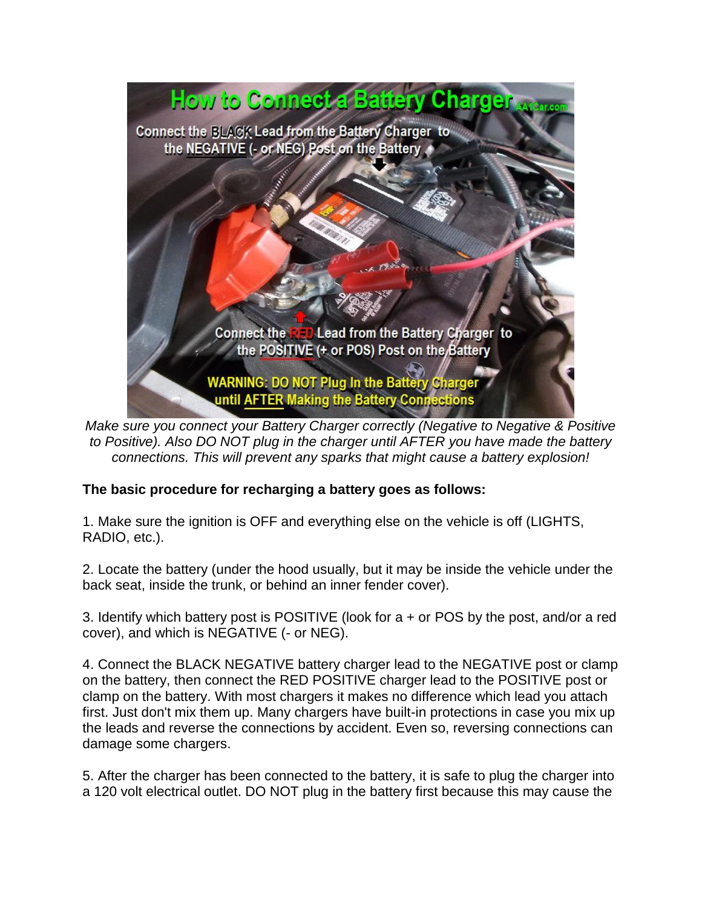*Make sure you connect your Battery Charger correctly (Negative to Negative & Positive to Positive). Also DO NOT plug in the charger until AFTER you have made the battery connections. This will prevent any sparks that might cause a battery explosion!*

**The basic procedure for recharging a battery goes as follows:**

1. Make sure the ignition is OFF and everything else on the vehicle is off (LIGHTS, RADIO, etc.).

2. Locate the battery (under the hood usually, but it may be inside the vehicle under the back seat, inside the trunk, or behind an inner fender cover).

3. Identify which battery post is POSITIVE (look for a + or POS by the post, and/or a red cover), and which is NEGATIVE (- or NEG).

4. Connect the BLACK NEGATIVE battery charger lead to the NEGATIVE post or clamp on the battery, then connect the RED POSITIVE charger lead to the POSITIVE post or clamp on the battery. With most chargers it makes no difference which lead you attach first. Just don't mix them up. Many chargers have built-in protections in case you mix up the leads and reverse the connections by accident. Even so, reversing connections can damage some chargers.

5. After the charger has been connected to the battery, it is safe to plug the charger into a 120 volt electrical outlet. DO NOT plug in the battery first because this may cause the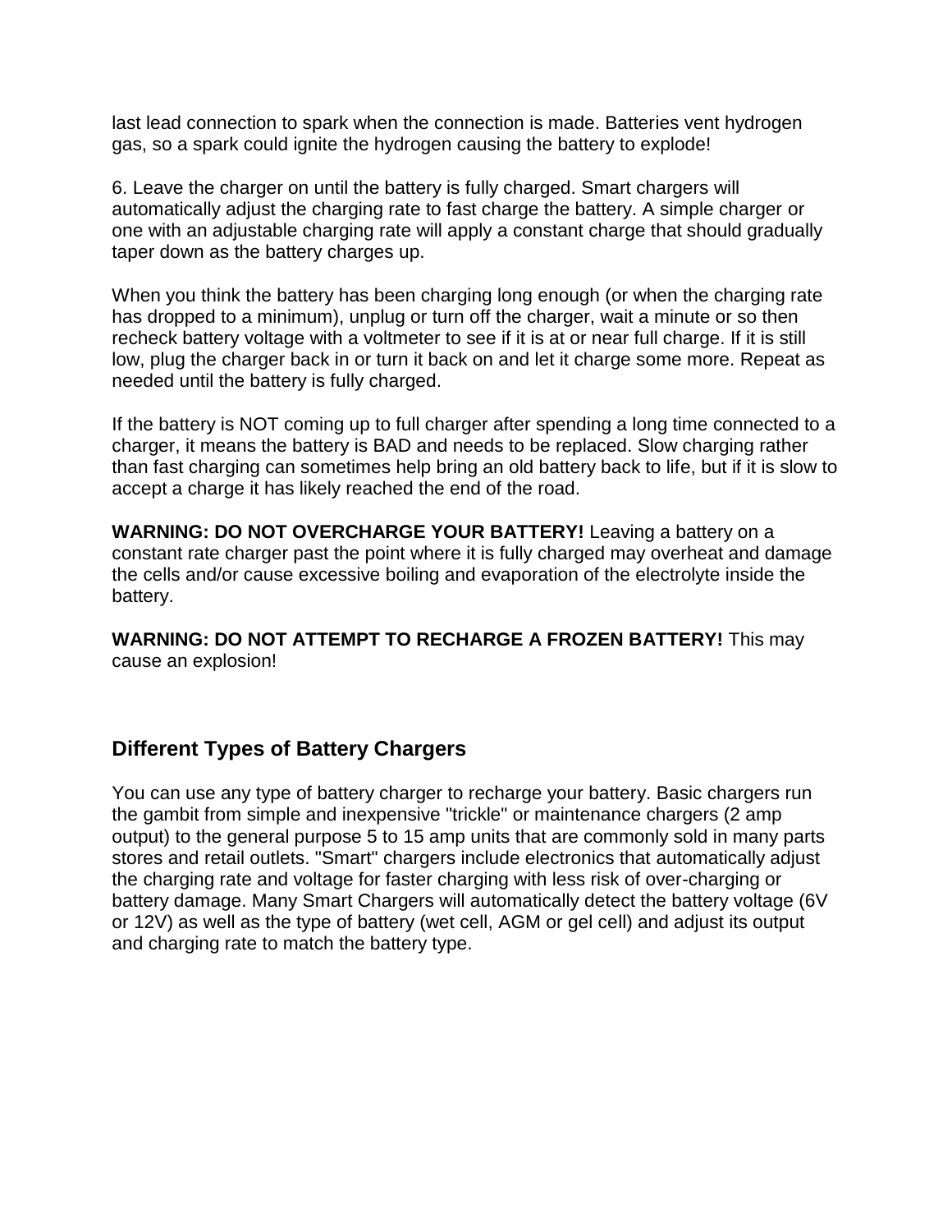last lead connection to spark when the connection is made. Batteries vent hydrogen gas, so a spark could ignite the hydrogen causing the battery to explode!

6. Leave the charger on until the battery is fully charged. Smart chargers will automatically adjust the charging rate to fast charge the battery. A simple charger or one with an adjustable charging rate will apply a constant charge that should gradually taper down as the battery charges up.

When you think the battery has been charging long enough (or when the charging rate has dropped to a minimum), unplug or turn off the charger, wait a minute or so then recheck battery voltage with a voltmeter to see if it is at or near full charge. If it is still low, plug the charger back in or turn it back on and let it charge some more. Repeat as needed until the battery is fully charged.

If the battery is NOT coming up to full charger after spending a long time connected to a charger, it means the battery is BAD and needs to be replaced. Slow charging rather than fast charging can sometimes help bring an old battery back to life, but if it is slow to accept a charge it has likely reached the end of the road.

**WARNING: DO NOT OVERCHARGE YOUR BATTERY!** Leaving a battery on a constant rate charger past the point where it is fully charged may overheat and damage the cells and/or cause excessive boiling and evaporation of the electrolyte inside the battery.

**WARNING: DO NOT ATTEMPT TO RECHARGE A FROZEN BATTERY!** This may cause an explosion!

## Different Types of Battery Chargers

You can use any type of battery charger to recharge your battery. Basic chargers run the gambit from simple and inexpensive "trickle" or maintenance chargers (2 amp output) to the general purpose 5 to 15 amp units that are commonly sold in many parts stores and retail outlets. "Smart" chargers include electronics that automatically adjust the charging rate and voltage for faster charging with less risk of over-charging or battery damage. Many Smart Chargers will automatically detect the battery voltage (6V or 12V) as well as the type of battery (wet cell, AGM or gel cell) and adjust its output and charging rate to match the battery type.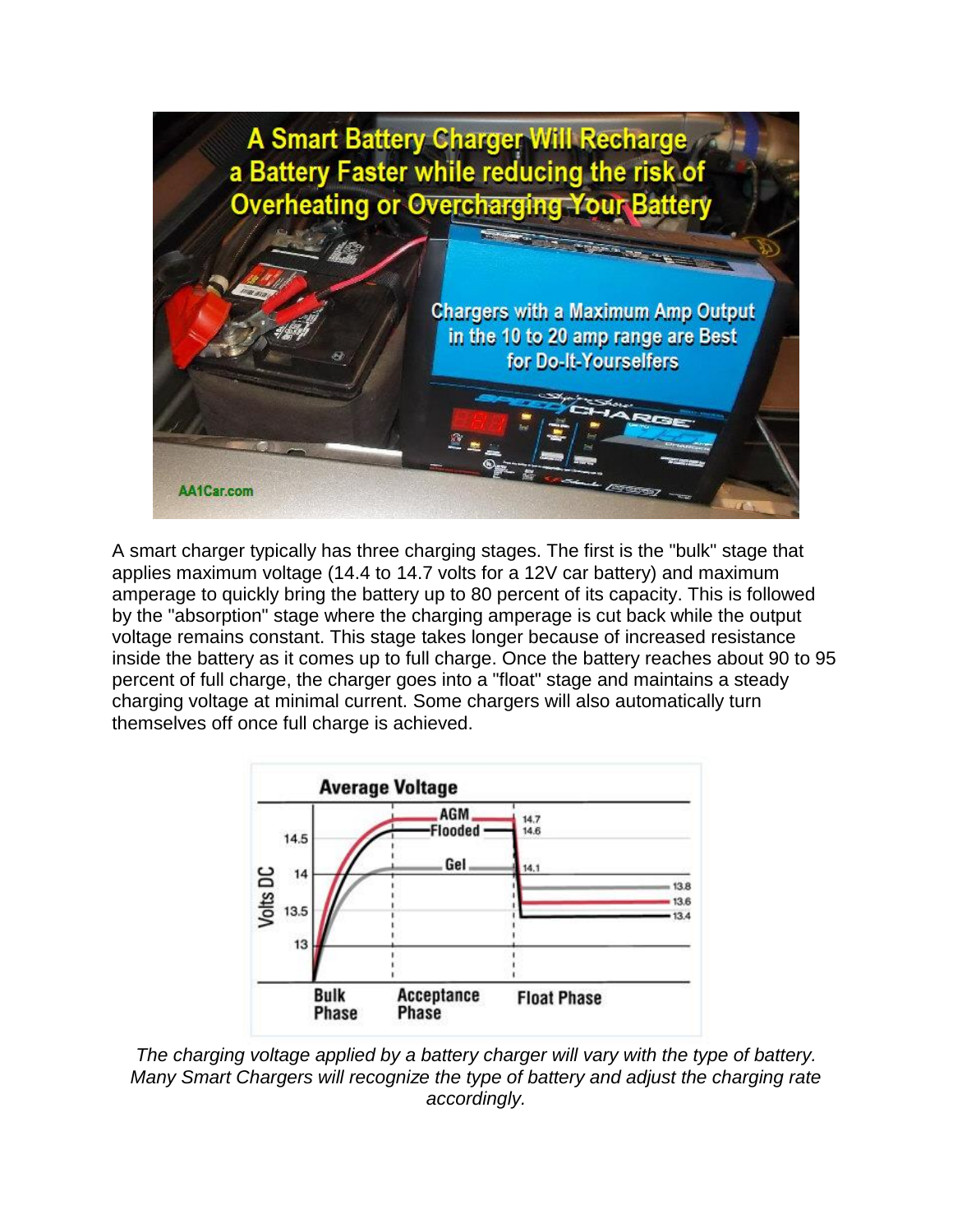A smart charger typically has three charging stages. The first is the "bulk" stage that applies maximum voltage (14.4 to 14.7 volts for a 12V car battery) and maximum amperage to quickly bring the battery up to 80 percent of its capacity. This is followed by the "absorption" stage where the charging amperage is cut back while the output voltage remains constant. This stage takes longer because of increased resistance inside the battery as it comes up to full charge. Once the battery reaches about 90 to 95 percent of full charge, the charger goes into a "float" stage and maintains a steady charging voltage at minimal current. Some chargers will also automatically turn themselves off once full charge is achieved.

*The charging voltage applied by a battery charger will vary with the type of battery. Many Smart Chargers will recognize the type of battery and adjust the charging rate accordingly.*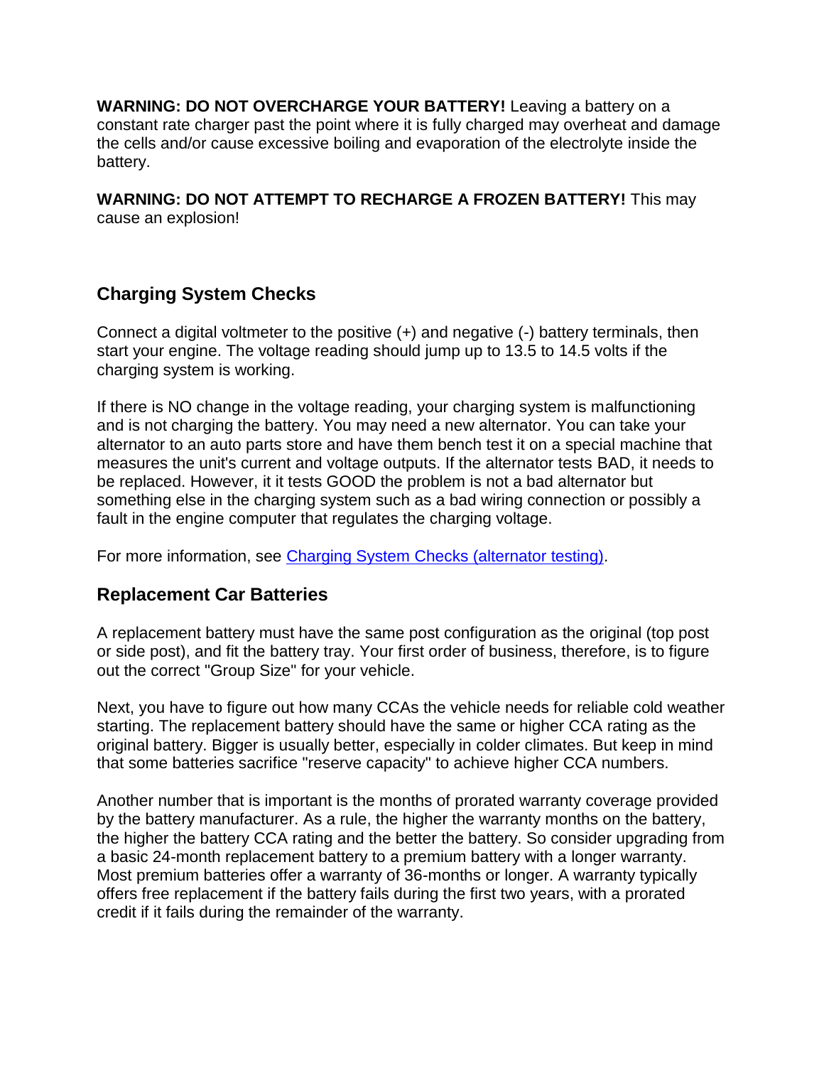**WARNING: DO NOT OVERCHARGE YOUR BATTERY!** Leaving a battery on a constant rate charger past the point where it is fully charged may overheat and damage the cells and/or cause excessive boiling and evaporation of the electrolyte inside the battery.

**WARNING: DO NOT ATTEMPT TO RECHARGE A FROZEN BATTERY!** This may cause an explosion!

## Charging System Checks

Connect a digital voltmeter to the positive (+) and negative (-) battery terminals, then start your engine. The voltage reading should jump up to 13.5 to 14.5 volts if the charging system is working.

If there is NO change in the voltage reading, your charging system is malfunctioning and is not charging the battery. You may need a new alternator. You can take your alternator to an auto parts store and have them bench test it on a special machine that measures the unit's current and voltage outputs. If the alternator tests BAD, it needs to be replaced. However, it it tests GOOD the problem is not a bad alternator but something else in the charging system such as a bad wiring connection or possibly a fault in the engine computer that regulates the charging voltage.

For more information, see [Charging System Checks (alternator testing)](#).

## Replacement Car Batteries

A replacement battery must have the same post configuration as the original (top post or side post), and fit the battery tray. Your first order of business, therefore, is to figure out the correct "Group Size" for your vehicle.

Next, you have to figure out how many CCAs the vehicle needs for reliable cold weather starting. The replacement battery should have the same or higher CCA rating as the original battery. Bigger is usually better, especially in colder climates. But keep in mind that some batteries sacrifice "reserve capacity" to achieve higher CCA numbers.

Another number that is important is the months of prorated warranty coverage provided by the battery manufacturer. As a rule, the higher the warranty months on the battery, the higher the battery CCA rating and the better the battery. So consider upgrading from a basic 24-month replacement battery to a premium battery with a longer warranty. Most premium batteries offer a warranty of 36-months or longer. A warranty typically offers free replacement if the battery fails during the first two years, with a prorated credit if it fails during the remainder of the warranty.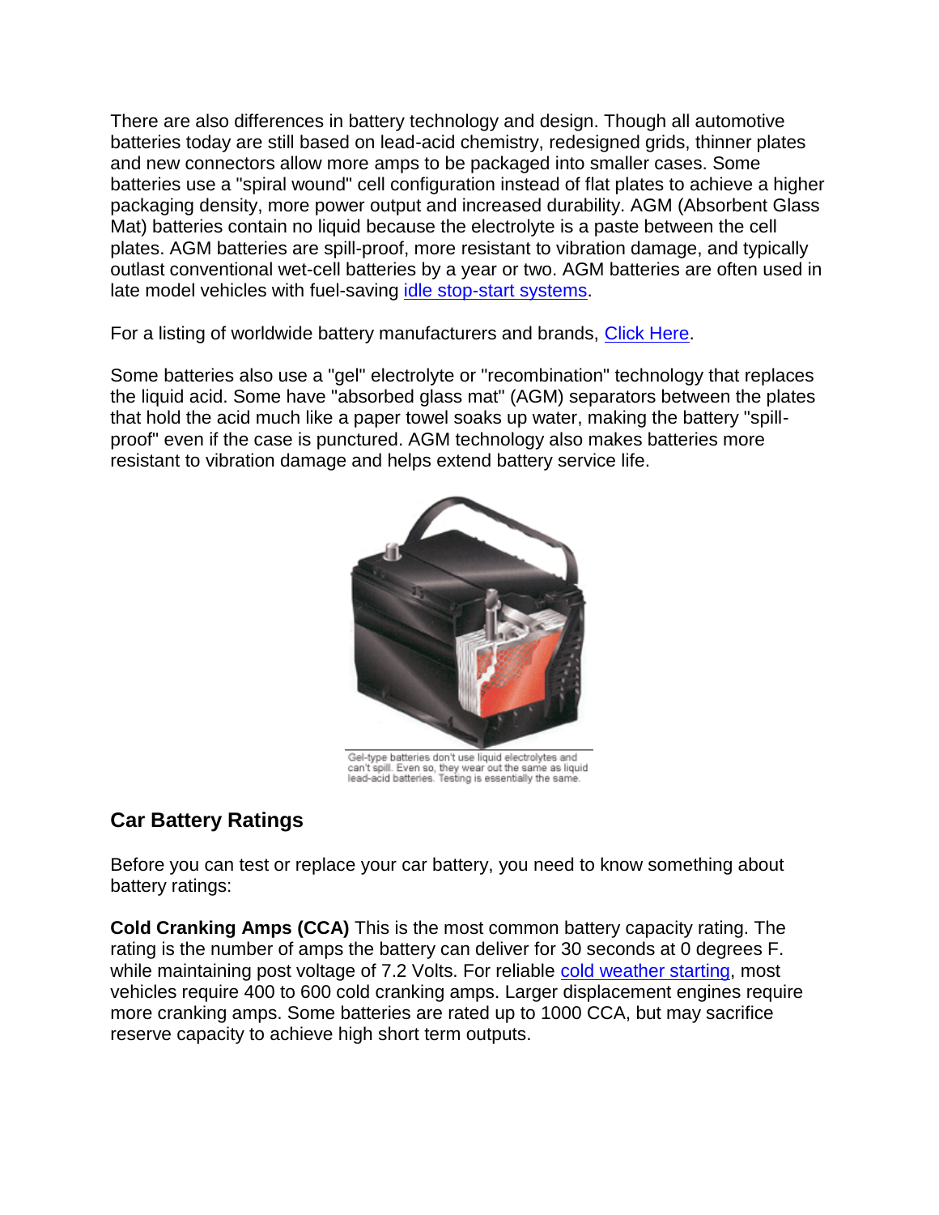There are also differences in battery technology and design. Though all automotive batteries today are still based on lead-acid chemistry, redesigned grids, thinner plates and new connectors allow more amps to be packaged into smaller cases. Some batteries use a "spiral wound" cell configuration instead of flat plates to achieve a higher packaging density, more power output and increased durability. AGM (Absorbent Glass Mat) batteries contain no liquid because the electrolyte is a paste between the cell plates. AGM batteries are spill-proof, more resistant to vibration damage, and typically outlast conventional wet-cell batteries by a year or two. AGM batteries are often used in late model vehicles with fuel-saving idle stop-start systems.

For a listing of worldwide battery manufacturers and brands, Click Here.

Some batteries also use a "gel" electrolyte or "recombination" technology that replaces the liquid acid. Some have "absorbed glass mat" (AGM) separators between the plates that hold the acid much like a paper towel soaks up water, making the battery "spill-proof" even if the case is punctured. AGM technology also makes batteries more resistant to vibration damage and helps extend battery service life.

Gel-type batteries don't use liquid electrolytes and can't spill. Even so, they wear out the same as liquid lead-acid batteries. Testing is essentially the same.

## Car Battery Ratings

Before you can test or replace your car battery, you need to know something about battery ratings:

**Cold Cranking Amps (CCA)** This is the most common battery capacity rating. The rating is the number of amps the battery can deliver for 30 seconds at 0 degrees F. while maintaining post voltage of 7.2 Volts. For reliable cold weather starting, most vehicles require 400 to 600 cold cranking amps. Larger displacement engines require more cranking amps. Some batteries are rated up to 1000 CCA, but may sacrifice reserve capacity to achieve high short term outputs.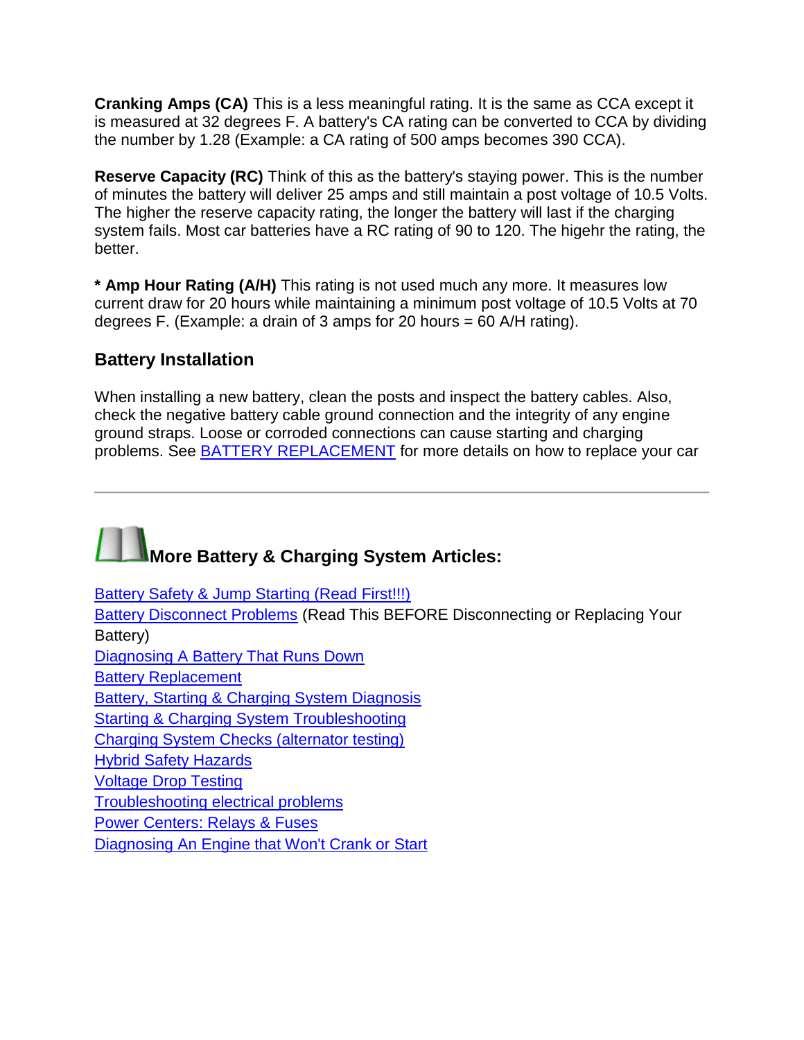**Cranking Amps (CA)** This is a less meaningful rating. It is the same as CCA except it is measured at 32 degrees F. A battery's CA rating can be converted to CCA by dividing the number by 1.28 (Example: a CA rating of 500 amps becomes 390 CCA).

**Reserve Capacity (RC)** Think of this as the battery's staying power. This is the number of minutes the battery will deliver 25 amps and still maintain a post voltage of 10.5 Volts. The higher the reserve capacity rating, the longer the battery will last if the charging system fails. Most car batteries have a RC rating of 90 to 120. The higehr the rating, the better.

**\* Amp Hour Rating (A/H)** This rating is not used much any more. It measures low current draw for 20 hours while maintaining a minimum post voltage of 10.5 Volts at 70 degrees F. (Example: a drain of 3 amps for 20 hours = 60 A/H rating).

### Battery Installation

When installing a new battery, clean the posts and inspect the battery cables. Also, check the negative battery cable ground connection and the integrity of any engine ground straps. Loose or corroded connections can cause starting and charging problems. See BATTERY REPLACEMENT for more details on how to replace your car

---

### More Battery & Charging System Articles:

Battery Safety & Jump Starting (Read First!!!)
Battery Disconnect Problems (Read This BEFORE Disconnecting or Replacing Your Battery)
Diagnosing A Battery That Runs Down
Battery Replacement
Battery, Starting & Charging System Diagnosis
Starting & Charging System Troubleshooting
Charging System Checks (alternator testing)
Hybrid Safety Hazards
Voltage Drop Testing
Troubleshooting electrical problems
Power Centers: Relays & Fuses
Diagnosing An Engine that Won't Crank or Start